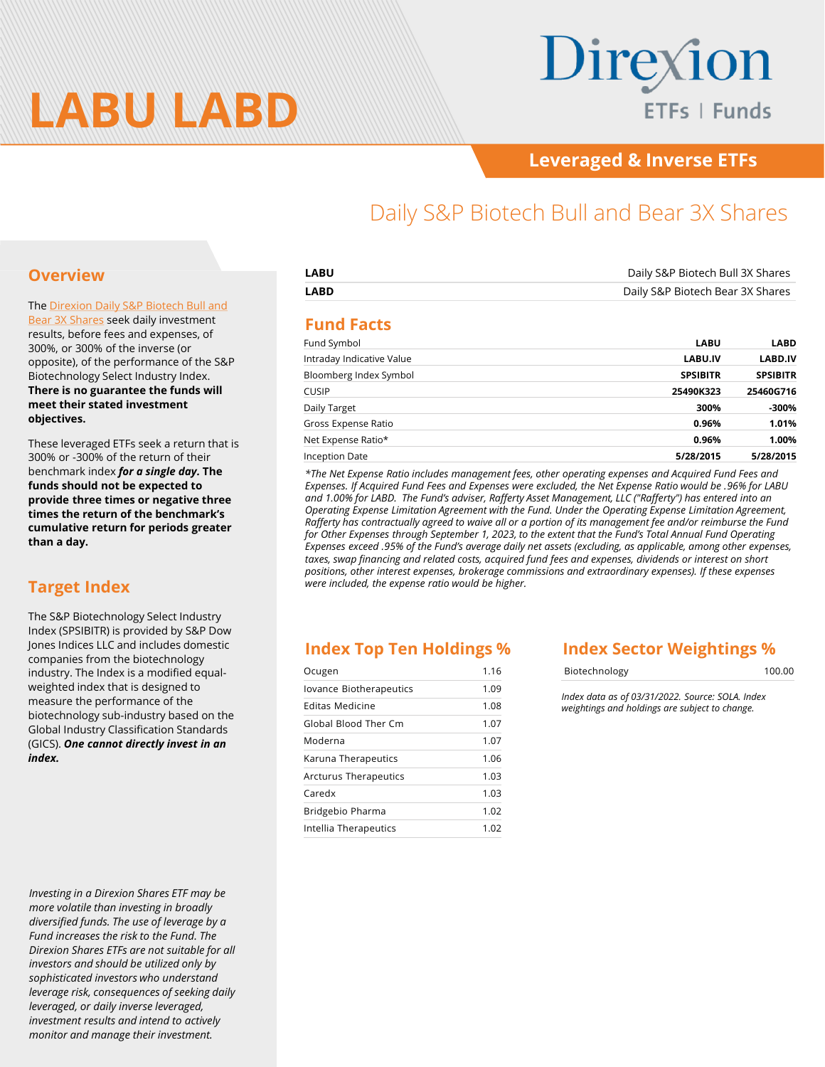# LABU LABD

Direxion ETFs | Funds

Leveraged & Inverse ETFs

## Daily S&P Biotech Bull and Bear 3X Shares

## Overview

The [Direxion Daily S&P Biotech Bull and Bear 3X Shares] seek daily investment results, before fees and expenses, of 300%, or 300% of the inverse (or opposite), of the performance of the S&P Biotechnology Select Industry Index. **There is no guarantee the funds will meet their stated investment objectives.**

These leveraged ETFs seek a return that is 300% or -300% of the return of their benchmark index ***for a single day*****. The funds should not be expected to provide three times or negative three times the return of the benchmark's cumulative return for periods greater than a day.**

## Target Index

The S&P Biotechnology Select Industry Index (SPSIBITR) is provided by S&P Dow Jones Indices LLC and includes domestic companies from the biotechnology industry. The Index is a modified equal-weighted index that is designed to measure the performance of the biotechnology sub-industry based on the Global Industry Classification Standards (GICS). ***One cannot directly invest in an index.***

*Investing in a Direxion Shares ETF may be more volatile than investing in broadly diversified funds. The use of leverage by a Fund increases the risk to the Fund. The Direxion Shares ETFs are not suitable for all investors and should be utilized only by sophisticated investors who understand leverage risk, consequences of seeking daily leveraged, or daily inverse leveraged, investment results and intend to actively monitor and manage their investment.*

| | |
|---|---|
| **LABU** | Daily S&P Biotech Bull 3X Shares |
| **LABD** | Daily S&P Biotech Bear 3X Shares |

## Fund Facts

| Fund Symbol | LABU | LABD |
|---|---|---|
| Intraday Indicative Value | LABU.IV | LABD.IV |
| Bloomberg Index Symbol | SPSIBITR | SPSIBITR |
| CUSIP | 25490K323 | 25460G716 |
| Daily Target | 300% | -300% |
| Gross Expense Ratio | 0.96% | 1.01% |
| Net Expense Ratio* | 0.96% | 1.00% |
| Inception Date | 5/28/2015 | 5/28/2015 |

*\*The Net Expense Ratio includes management fees, other operating expenses and Acquired Fund Fees and Expenses. If Acquired Fund Fees and Expenses were excluded, the Net Expense Ratio would be .96% for LABU and 1.00% for LABD. The Fund's adviser, Rafferty Asset Management, LLC ("Rafferty") has entered into an Operating Expense Limitation Agreement with the Fund. Under the Operating Expense Limitation Agreement, Rafferty has contractually agreed to waive all or a portion of its management fee and/or reimburse the Fund for Other Expenses through September 1, 2023, to the extent that the Fund's Total Annual Fund Operating Expenses exceed .95% of the Fund's average daily net assets (excluding, as applicable, among other expenses, taxes, swap financing and related costs, acquired fund fees and expenses, dividends or interest on short positions, other interest expenses, brokerage commissions and extraordinary expenses). If these expenses were included, the expense ratio would be higher.*

## Index Top Ten Holdings %

| Holding | % |
|---|---|
| Ocugen | 1.16 |
| Iovance Biotherapeutics | 1.09 |
| Editas Medicine | 1.08 |
| Global Blood Ther Cm | 1.07 |
| Moderna | 1.07 |
| Karuna Therapeutics | 1.06 |
| Arcturus Therapeutics | 1.03 |
| Caredx | 1.03 |
| Bridgebio Pharma | 1.02 |
| Intellia Therapeutics | 1.02 |

## Index Sector Weightings %

| Sector | % |
|---|---|
| Biotechnology | 100.00 |

*Index data as of 03/31/2022. Source: SOLA. Index weightings and holdings are subject to change.*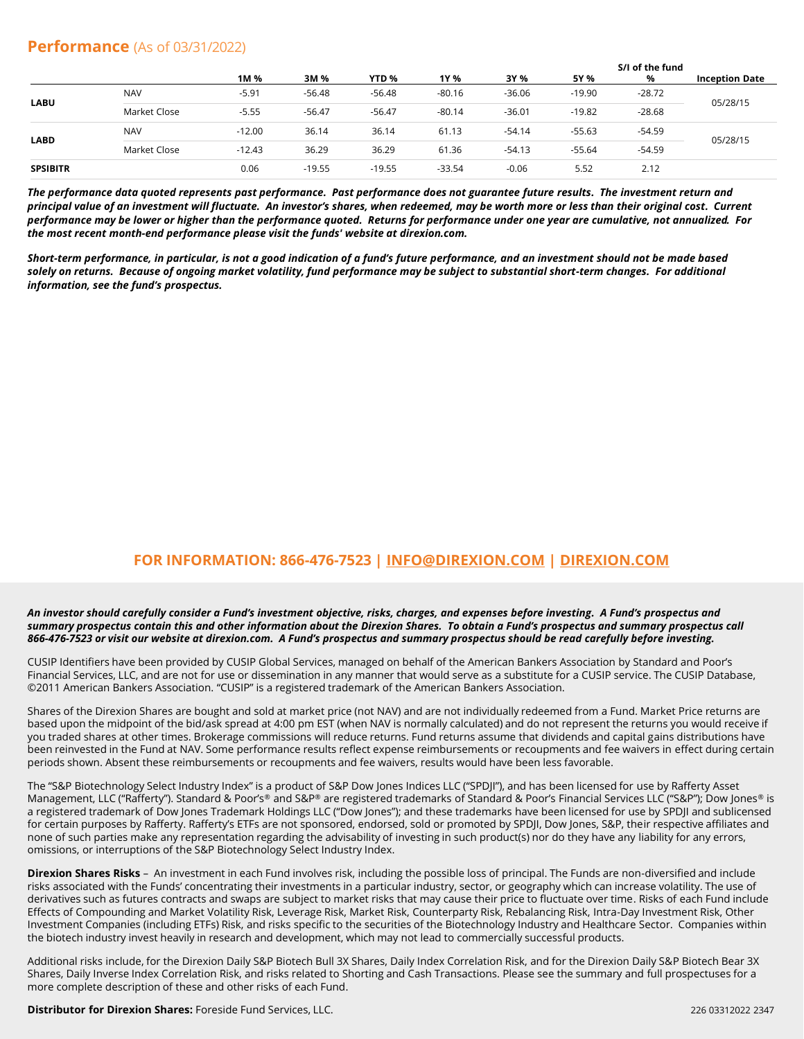## Performance (As of 03/31/2022)

| | | 1M % | 3M % | YTD % | 1Y % | 3Y % | 5Y % | S/I of the fund % | Inception Date |
|---|---|---|---|---|---|---|---|---|---|
| LABU | NAV | -5.91 | -56.48 | -56.48 | -80.16 | -36.06 | -19.90 | -28.72 | 05/28/15 |
| | Market Close | -5.55 | -56.47 | -56.47 | -80.14 | -36.01 | -19.82 | -28.68 | |
| LABD | NAV | -12.00 | 36.14 | 36.14 | 61.13 | -54.14 | -55.63 | -54.59 | 05/28/15 |
| | Market Close | -12.43 | 36.29 | 36.29 | 61.36 | -54.13 | -55.64 | -54.59 | |
| SPSIBITR | | 0.06 | -19.55 | -19.55 | -33.54 | -0.06 | 5.52 | 2.12 | |

***The performance data quoted represents past performance. Past performance does not guarantee future results. The investment return and principal value of an investment will fluctuate. An investor's shares, when redeemed, may be worth more or less than their original cost. Current performance may be lower or higher than the performance quoted. Returns for performance under one year are cumulative, not annualized. For the most recent month-end performance please visit the funds' website at direxion.com.***

***Short-term performance, in particular, is not a good indication of a fund's future performance, and an investment should not be made based solely on returns. Because of ongoing market volatility, fund performance may be subject to substantial short-term changes. For additional information, see the fund's prospectus.***

**FOR INFORMATION: 866-476-7523 | INFO@DIREXION.COM | DIREXION.COM**

***An investor should carefully consider a Fund's investment objective, risks, charges, and expenses before investing. A Fund's prospectus and summary prospectus contain this and other information about the Direxion Shares. To obtain a Fund's prospectus and summary prospectus call 866-476-7523 or visit our website at direxion.com. A Fund's prospectus and summary prospectus should be read carefully before investing.***

CUSIP Identifiers have been provided by CUSIP Global Services, managed on behalf of the American Bankers Association by Standard and Poor's Financial Services, LLC, and are not for use or dissemination in any manner that would serve as a substitute for a CUSIP service. The CUSIP Database, ©2011 American Bankers Association. "CUSIP" is a registered trademark of the American Bankers Association.

Shares of the Direxion Shares are bought and sold at market price (not NAV) and are not individually redeemed from a Fund. Market Price returns are based upon the midpoint of the bid/ask spread at 4:00 pm EST (when NAV is normally calculated) and do not represent the returns you would receive if you traded shares at other times. Brokerage commissions will reduce returns. Fund returns assume that dividends and capital gains distributions have been reinvested in the Fund at NAV. Some performance results reflect expense reimbursements or recoupments and fee waivers in effect during certain periods shown. Absent these reimbursements or recoupments and fee waivers, results would have been less favorable.

The "S&P Biotechnology Select Industry Index" is a product of S&P Dow Jones Indices LLC ("SPDJI"), and has been licensed for use by Rafferty Asset Management, LLC ("Rafferty"). Standard & Poor's® and S&P® are registered trademarks of Standard & Poor's Financial Services LLC ("S&P"); Dow Jones® is a registered trademark of Dow Jones Trademark Holdings LLC ("Dow Jones"); and these trademarks have been licensed for use by SPDJI and sublicensed for certain purposes by Rafferty. Rafferty's ETFs are not sponsored, endorsed, sold or promoted by SPDJI, Dow Jones, S&P, their respective affiliates and none of such parties make any representation regarding the advisability of investing in such product(s) nor do they have any liability for any errors, omissions, or interruptions of the S&P Biotechnology Select Industry Index.

**Direxion Shares Risks** – An investment in each Fund involves risk, including the possible loss of principal. The Funds are non-diversified and include risks associated with the Funds' concentrating their investments in a particular industry, sector, or geography which can increase volatility. The use of derivatives such as futures contracts and swaps are subject to market risks that may cause their price to fluctuate over time. Risks of each Fund include Effects of Compounding and Market Volatility Risk, Leverage Risk, Market Risk, Counterparty Risk, Rebalancing Risk, Intra-Day Investment Risk, Other Investment Companies (including ETFs) Risk, and risks specific to the securities of the Biotechnology Industry and Healthcare Sector. Companies within the biotech industry invest heavily in research and development, which may not lead to commercially successful products.

Additional risks include, for the Direxion Daily S&P Biotech Bull 3X Shares, Daily Index Correlation Risk, and for the Direxion Daily S&P Biotech Bear 3X Shares, Daily Inverse Index Correlation Risk, and risks related to Shorting and Cash Transactions. Please see the summary and full prospectuses for a more complete description of these and other risks of each Fund.

**Distributor for Direxion Shares:** Foreside Fund Services, LLC.

226 03312022 2347